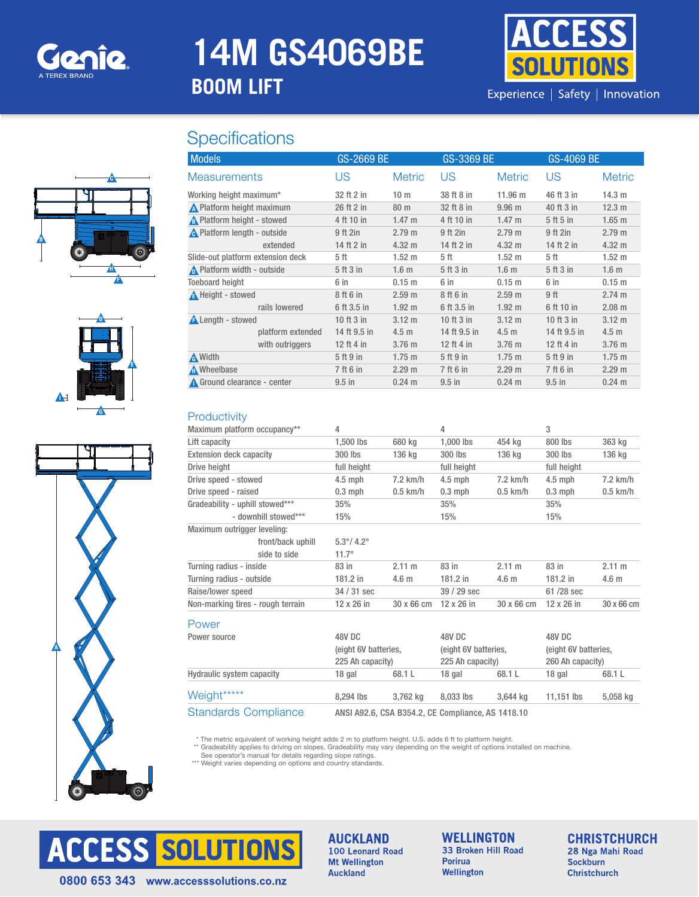# 14M GS4069BE

## BOOM LIFT

ACCESS SOLUTIONS

Experience | Safety | Innovation

## Specifications

| Models | GS-2669 BE | | GS-3369 BE | | GS-4069 BE | |
|---|---|---|---|---|---|---|
| **Measurements** | **US** | **Metric** | **US** | **Metric** | **US** | **Metric** |
| Working height maximum* | 32 ft 2 in | 10 m | 38 ft 8 in | 11.96 m | 46 ft 3 in | 14.3 m |
| A Platform height maximum | 26 ft 2 in | 80 m | 32 ft 8 in | 9.96 m | 40 ft 3 in | 12.3 m |
| B Platform height - stowed | 4 ft 10 in | 1.47 m | 4 ft 10 in | 1.47 m | 5 ft 5 in | 1.65 m |
| C Platform length - outside | 9 ft 2in | 2.79 m | 9 ft 2in | 2.79 m | 9 ft 2in | 2.79 m |
| extended | 14 ft 2 in | 4.32 m | 14 ft 2 in | 4.32 m | 14 ft 2 in | 4.32 m |
| Slide-out platform extension deck | 5 ft | 1.52 m | 5 ft | 1.52 m | 5 ft | 1.52 m |
| D Platform width - outside | 5 ft 3 in | 1.6 m | 5 ft 3 in | 1.6 m | 5 ft 3 in | 1.6 m |
| Toeboard height | 6 in | 0.15 m | 6 in | 0.15 m | 6 in | 0.15 m |
| E Height - stowed | 8 ft 6 in | 2.59 m | 8 ft 6 in | 2.59 m | 9 ft | 2.74 m |
| rails lowered | 6 ft 3.5 in | 1.92 m | 6 ft 3.5 in | 1.92 m | 6 ft 10 in | 2.08 m |
| F Length - stowed | 10 ft 3 in | 3.12 m | 10 ft 3 in | 3.12 m | 10 ft 3 in | 3.12 m |
| platform extended | 14 ft 9.5 in | 4.5 m | 14 ft 9.5 in | 4.5 m | 14 ft 9.5 in | 4.5 m |
| with outriggers | 12 ft 4 in | 3.76 m | 12 ft 4 in | 3.76 m | 12 ft 4 in | 3.76 m |
| G Width | 5 ft 9 in | 1.75 m | 5 ft 9 in | 1.75 m | 5 ft 9 in | 1.75 m |
| H Wheelbase | 7 ft 6 in | 2.29 m | 7 ft 6 in | 2.29 m | 7 ft 6 in | 2.29 m |
| I Ground clearance - center | 9.5 in | 0.24 m | 9.5 in | 0.24 m | 9.5 in | 0.24 m |
| **Productivity** | | | | | | |
| Maximum platform occupancy** | 4 | | 4 | | 3 | |
| Lift capacity | 1,500 lbs | 680 kg | 1,000 lbs | 454 kg | 800 lbs | 363 kg |
| Extension deck capacity | 300 lbs | 136 kg | 300 lbs | 136 kg | 300 lbs | 136 kg |
| Drive height | full height | | full height | | full height | |
| Drive speed - stowed | 4.5 mph | 7.2 km/h | 4.5 mph | 7.2 km/h | 4.5 mph | 7.2 km/h |
| Drive speed - raised | 0.3 mph | 0.5 km/h | 0.3 mph | 0.5 km/h | 0.3 mph | 0.5 km/h |
| Gradeability - uphill stowed*** | 35% | | 35% | | 35% | |
| - downhill stowed*** | 15% | | 15% | | 15% | |
| Maximum outrigger leveling: | | | | | | |
| front/back uphill | 5.3°/ 4.2° | | | | | |
| side to side | 11.7° | | | | | |
| Turning radius - inside | 83 in | 2.11 m | 83 in | 2.11 m | 83 in | 2.11 m |
| Turning radius - outside | 181.2 in | 4.6 m | 181.2 in | 4.6 m | 181.2 in | 4.6 m |
| Raise/lower speed | 34 / 31 sec | | 39 / 29 sec | | 61 /28 sec | |
| Non-marking tires - rough terrain | 12 x 26 in | 30 x 66 cm | 12 x 26 in | 30 x 66 cm | 12 x 26 in | 30 x 66 cm |
| **Power** | | | | | | |
| Power source | 48V DC (eight 6V batteries, 225 Ah capacity) | | 48V DC (eight 6V batteries, 225 Ah capacity) | | 48V DC (eight 6V batteries, 260 Ah capacity) | |
| Hydraulic system capacity | 18 gal | 68.1 L | 18 gal | 68.1 L | 18 gal | 68.1 L |
| **Weight***** | 8,294 lbs | 3,762 kg | 8,033 lbs | 3,644 kg | 11,151 lbs | 5,058 kg |
| **Standards Compliance** | ANSI A92.6, CSA B354.2, CE Compliance, AS 1418.10 | | | | | |

\* The metric equivalent of working height adds 2 m to platform height. U.S. adds 6 ft to platform height.
** Gradeability applies to driving on slopes. Gradeability may vary depending on the weight of options installed on machine. See operator's manual for details regarding slope ratings.
*** Weight varies depending on options and country standards.

ACCESS SOLUTIONS

0800 653 343 www.accesssolutions.co.nz

**AUCKLAND**
100 Leonard Road
Mt Wellington
Auckland

**WELLINGTON**
33 Broken Hill Road
Porirua
Wellington

**CHRISTCHURCH**
28 Nga Mahi Road
Sockburn
Christchurch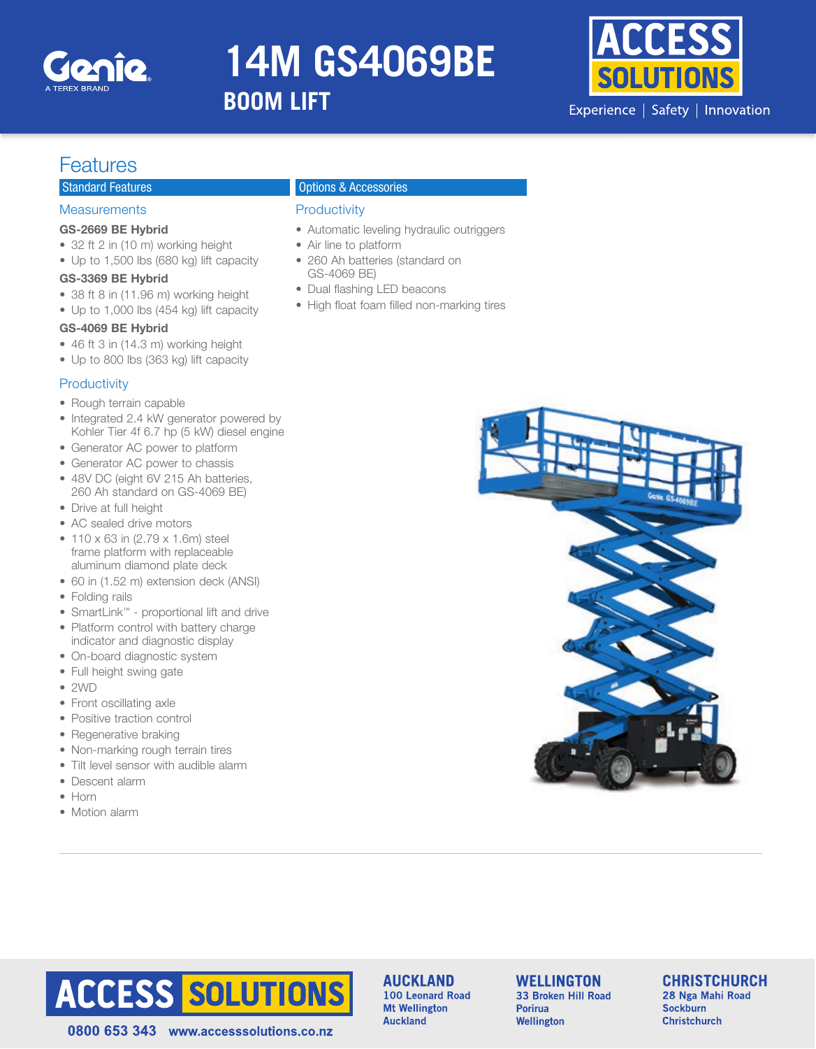# 14M GS4069BE

## BOOM LIFT

Experience | Safety | Innovation

# Features

## Standard Features

### Measurements

**GS-2669 BE Hybrid**

- 32 ft 2 in (10 m) working height
- Up to 1,500 lbs (680 kg) lift capacity

**GS-3369 BE Hybrid**

- 38 ft 8 in (11.96 m) working height
- Up to 1,000 lbs (454 kg) lift capacity

**GS-4069 BE Hybrid**

- 46 ft 3 in (14.3 m) working height
- Up to 800 lbs (363 kg) lift capacity

### Productivity

- Rough terrain capable
- Integrated 2.4 kW generator powered by Kohler Tier 4f 6.7 hp (5 kW) diesel engine
- Generator AC power to platform
- Generator AC power to chassis
- 48V DC (eight 6V 215 Ah batteries, 260 Ah standard on GS-4069 BE)
- Drive at full height
- AC sealed drive motors
- 110 x 63 in (2.79 x 1.6m) steel frame platform with replaceable aluminum diamond plate deck
- 60 in (1.52 m) extension deck (ANSI)
- Folding rails
- SmartLink™ - proportional lift and drive
- Platform control with battery charge indicator and diagnostic display
- On-board diagnostic system
- Full height swing gate
- 2WD
- Front oscillating axle
- Positive traction control
- Regenerative braking
- Non-marking rough terrain tires
- Tilt level sensor with audible alarm
- Descent alarm
- Horn
- Motion alarm

## Options & Accessories

### Productivity

- Automatic leveling hydraulic outriggers
- Air line to platform
- 260 Ah batteries (standard on GS-4069 BE)
- Dual flashing LED beacons
- High float foam filled non-marking tires

---

ACCESS SOLUTIONS

0800 653 343 www.accesssolutions.co.nz

**AUCKLAND**
100 Leonard Road
Mt Wellington
Auckland

**WELLINGTON**
33 Broken Hill Road
Porirua
Wellington

**CHRISTCHURCH**
28 Nga Mahi Road
Sockburn
Christchurch